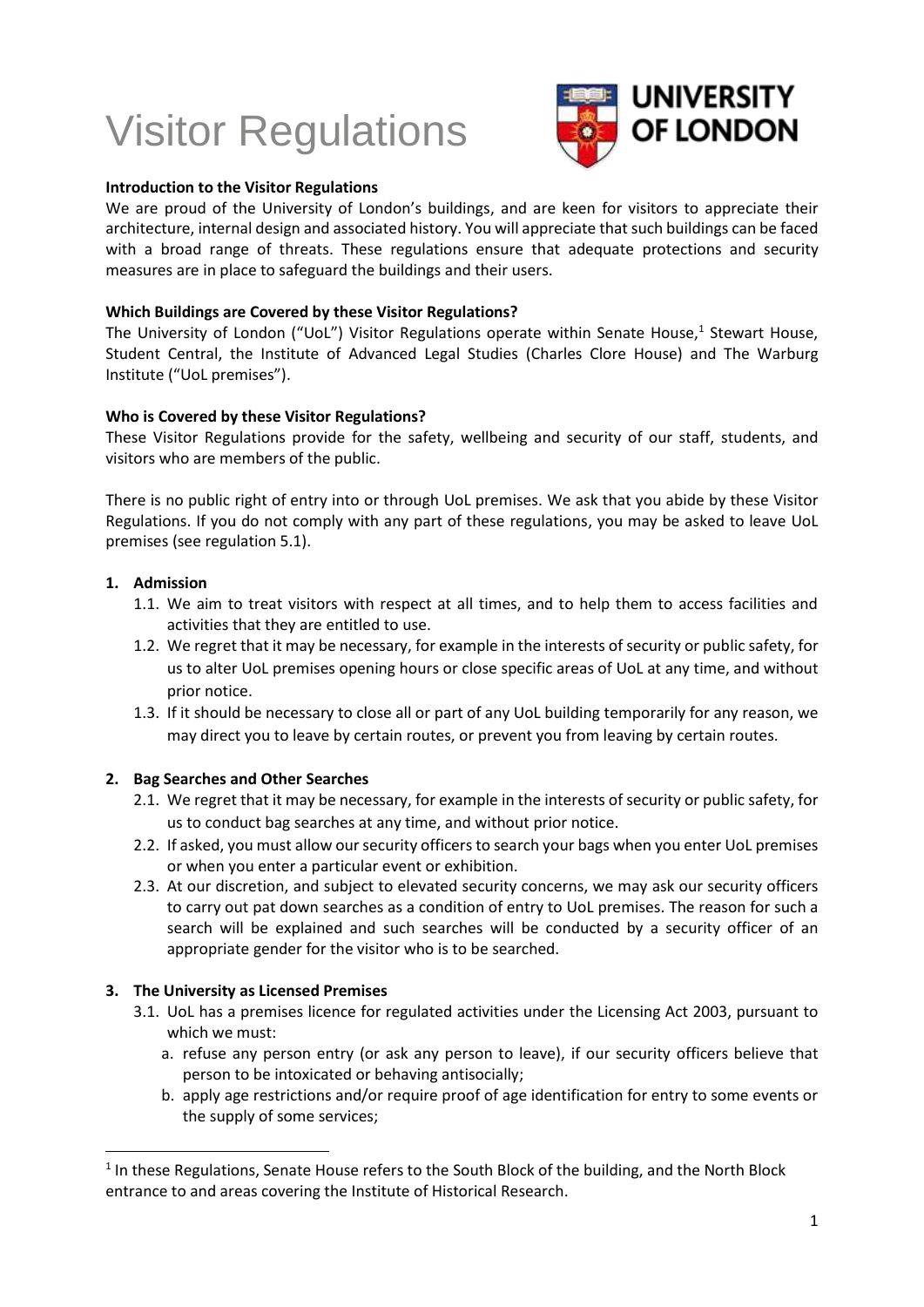# Visitor Regulations

UNIVERSITY OF LONDON

**Introduction to the Visitor Regulations**

We are proud of the University of London's buildings, and are keen for visitors to appreciate their architecture, internal design and associated history. You will appreciate that such buildings can be faced with a broad range of threats. These regulations ensure that adequate protections and security measures are in place to safeguard the buildings and their users.

**Which Buildings are Covered by these Visitor Regulations?**

The University of London ("UoL") Visitor Regulations operate within Senate House,[1] Stewart House, Student Central, the Institute of Advanced Legal Studies (Charles Clore House) and The Warburg Institute ("UoL premises").

**Who is Covered by these Visitor Regulations?**

These Visitor Regulations provide for the safety, wellbeing and security of our staff, students, and visitors who are members of the public.

There is no public right of entry into or through UoL premises. We ask that you abide by these Visitor Regulations. If you do not comply with any part of these regulations, you may be asked to leave UoL premises (see regulation 5.1).

## 1. Admission

1.1. We aim to treat visitors with respect at all times, and to help them to access facilities and activities that they are entitled to use.

1.2. We regret that it may be necessary, for example in the interests of security or public safety, for us to alter UoL premises opening hours or close specific areas of UoL at any time, and without prior notice.

1.3. If it should be necessary to close all or part of any UoL building temporarily for any reason, we may direct you to leave by certain routes, or prevent you from leaving by certain routes.

## 2. Bag Searches and Other Searches

2.1. We regret that it may be necessary, for example in the interests of security or public safety, for us to conduct bag searches at any time, and without prior notice.

2.2. If asked, you must allow our security officers to search your bags when you enter UoL premises or when you enter a particular event or exhibition.

2.3. At our discretion, and subject to elevated security concerns, we may ask our security officers to carry out pat down searches as a condition of entry to UoL premises. The reason for such a search will be explained and such searches will be conducted by a security officer of an appropriate gender for the visitor who is to be searched.

## 3. The University as Licensed Premises

3.1. UoL has a premises licence for regulated activities under the Licensing Act 2003, pursuant to which we must:

a. refuse any person entry (or ask any person to leave), if our security officers believe that person to be intoxicated or behaving antisocially;

b. apply age restrictions and/or require proof of age identification for entry to some events or the supply of some services;

---

[1] In these Regulations, Senate House refers to the South Block of the building, and the North Block entrance to and areas covering the Institute of Historical Research.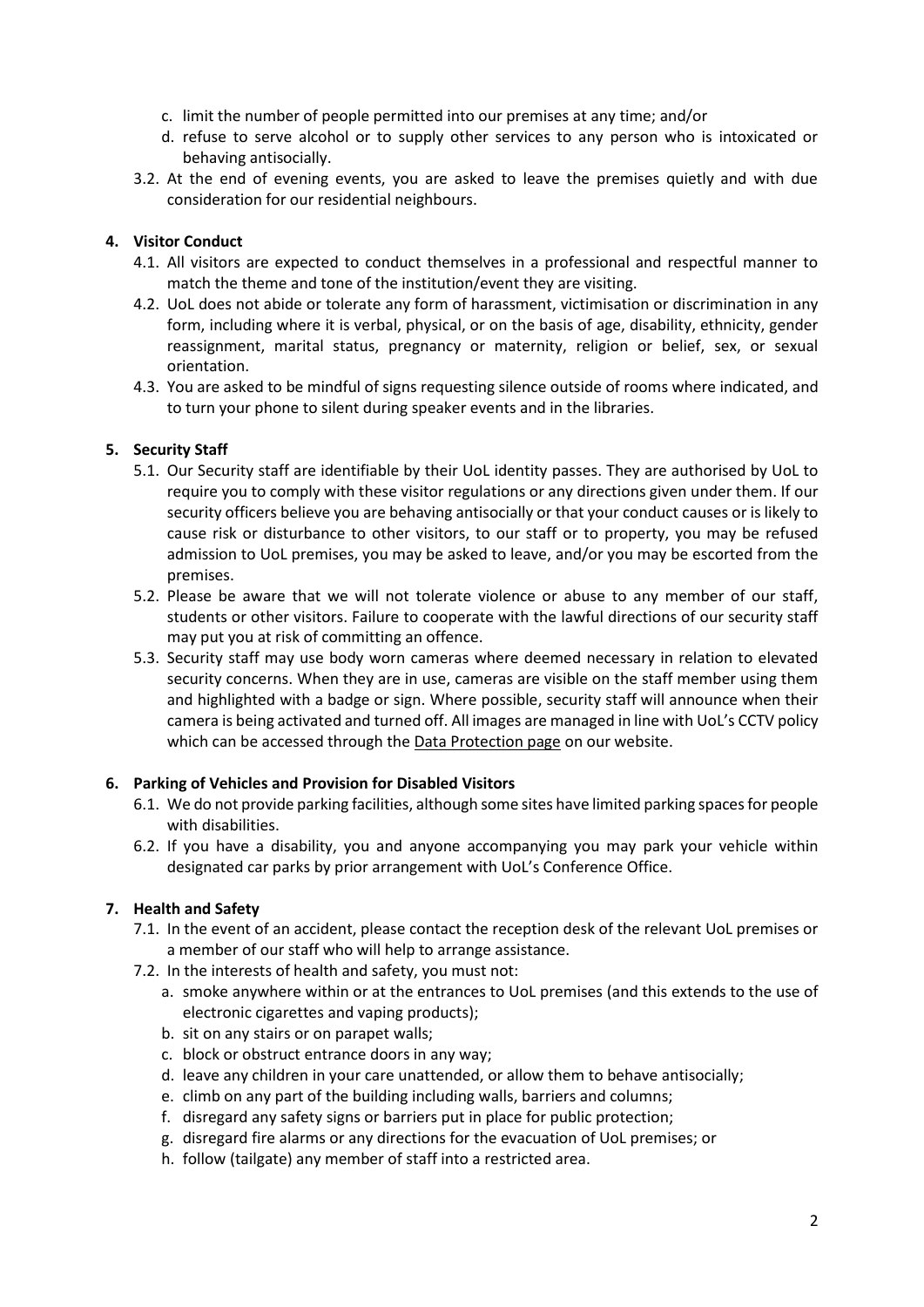c. limit the number of people permitted into our premises at any time; and/or
d. refuse to serve alcohol or to supply other services to any person who is intoxicated or behaving antisocially.

3.2. At the end of evening events, you are asked to leave the premises quietly and with due consideration for our residential neighbours.

## 4. Visitor Conduct

4.1. All visitors are expected to conduct themselves in a professional and respectful manner to match the theme and tone of the institution/event they are visiting.

4.2. UoL does not abide or tolerate any form of harassment, victimisation or discrimination in any form, including where it is verbal, physical, or on the basis of age, disability, ethnicity, gender reassignment, marital status, pregnancy or maternity, religion or belief, sex, or sexual orientation.

4.3. You are asked to be mindful of signs requesting silence outside of rooms where indicated, and to turn your phone to silent during speaker events and in the libraries.

## 5. Security Staff

5.1. Our Security staff are identifiable by their UoL identity passes. They are authorised by UoL to require you to comply with these visitor regulations or any directions given under them. If our security officers believe you are behaving antisocially or that your conduct causes or is likely to cause risk or disturbance to other visitors, to our staff or to property, you may be refused admission to UoL premises, you may be asked to leave, and/or you may be escorted from the premises.

5.2. Please be aware that we will not tolerate violence or abuse to any member of our staff, students or other visitors. Failure to cooperate with the lawful directions of our security staff may put you at risk of committing an offence.

5.3. Security staff may use body worn cameras where deemed necessary in relation to elevated security concerns. When they are in use, cameras are visible on the staff member using them and highlighted with a badge or sign. Where possible, security staff will announce when their camera is being activated and turned off. All images are managed in line with UoL's CCTV policy which can be accessed through the Data Protection page on our website.

## 6. Parking of Vehicles and Provision for Disabled Visitors

6.1. We do not provide parking facilities, although some sites have limited parking spaces for people with disabilities.

6.2. If you have a disability, you and anyone accompanying you may park your vehicle within designated car parks by prior arrangement with UoL's Conference Office.

## 7. Health and Safety

7.1. In the event of an accident, please contact the reception desk of the relevant UoL premises or a member of our staff who will help to arrange assistance.

7.2. In the interests of health and safety, you must not:

a. smoke anywhere within or at the entrances to UoL premises (and this extends to the use of electronic cigarettes and vaping products);
b. sit on any stairs or on parapet walls;
c. block or obstruct entrance doors in any way;
d. leave any children in your care unattended, or allow them to behave antisocially;
e. climb on any part of the building including walls, barriers and columns;
f. disregard any safety signs or barriers put in place for public protection;
g. disregard fire alarms or any directions for the evacuation of UoL premises; or
h. follow (tailgate) any member of staff into a restricted area.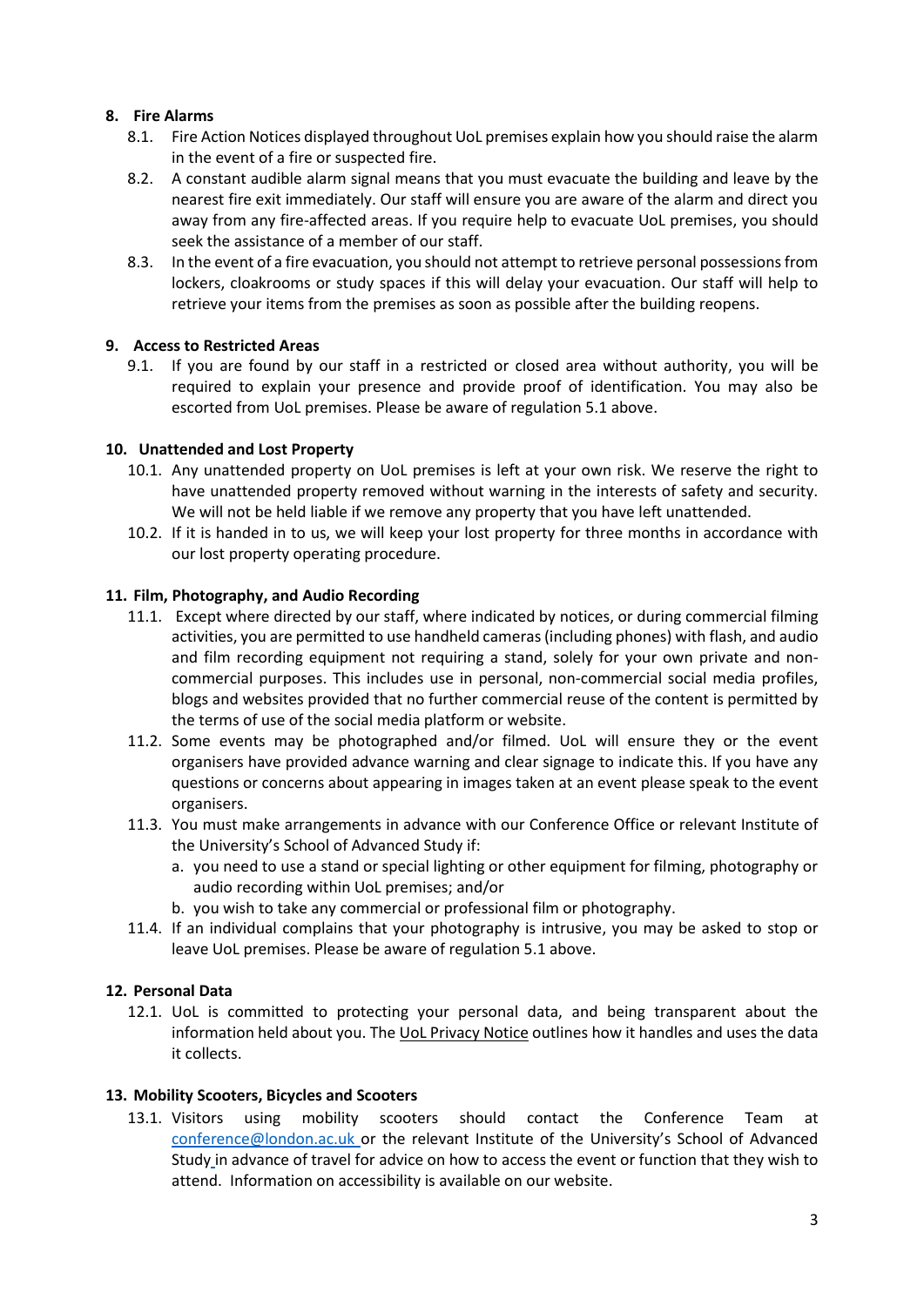## 8. Fire Alarms

8.1. Fire Action Notices displayed throughout UoL premises explain how you should raise the alarm in the event of a fire or suspected fire.

8.2. A constant audible alarm signal means that you must evacuate the building and leave by the nearest fire exit immediately. Our staff will ensure you are aware of the alarm and direct you away from any fire-affected areas. If you require help to evacuate UoL premises, you should seek the assistance of a member of our staff.

8.3. In the event of a fire evacuation, you should not attempt to retrieve personal possessions from lockers, cloakrooms or study spaces if this will delay your evacuation. Our staff will help to retrieve your items from the premises as soon as possible after the building reopens.

## 9. Access to Restricted Areas

9.1. If you are found by our staff in a restricted or closed area without authority, you will be required to explain your presence and provide proof of identification. You may also be escorted from UoL premises. Please be aware of regulation 5.1 above.

## 10. Unattended and Lost Property

10.1. Any unattended property on UoL premises is left at your own risk. We reserve the right to have unattended property removed without warning in the interests of safety and security. We will not be held liable if we remove any property that you have left unattended.

10.2. If it is handed in to us, we will keep your lost property for three months in accordance with our lost property operating procedure.

## 11. Film, Photography, and Audio Recording

11.1. Except where directed by our staff, where indicated by notices, or during commercial filming activities, you are permitted to use handheld cameras (including phones) with flash, and audio and film recording equipment not requiring a stand, solely for your own private and non-commercial purposes. This includes use in personal, non-commercial social media profiles, blogs and websites provided that no further commercial reuse of the content is permitted by the terms of use of the social media platform or website.

11.2. Some events may be photographed and/or filmed. UoL will ensure they or the event organisers have provided advance warning and clear signage to indicate this. If you have any questions or concerns about appearing in images taken at an event please speak to the event organisers.

11.3. You must make arrangements in advance with our Conference Office or relevant Institute of the University's School of Advanced Study if:

a. you need to use a stand or special lighting or other equipment for filming, photography or audio recording within UoL premises; and/or

b. you wish to take any commercial or professional film or photography.

11.4. If an individual complains that your photography is intrusive, you may be asked to stop or leave UoL premises. Please be aware of regulation 5.1 above.

## 12. Personal Data

12.1. UoL is committed to protecting your personal data, and being transparent about the information held about you. The UoL Privacy Notice outlines how it handles and uses the data it collects.

## 13. Mobility Scooters, Bicycles and Scooters

13.1. Visitors using mobility scooters should contact the Conference Team at conference@london.ac.uk or the relevant Institute of the University's School of Advanced Study in advance of travel for advice on how to access the event or function that they wish to attend. Information on accessibility is available on our website.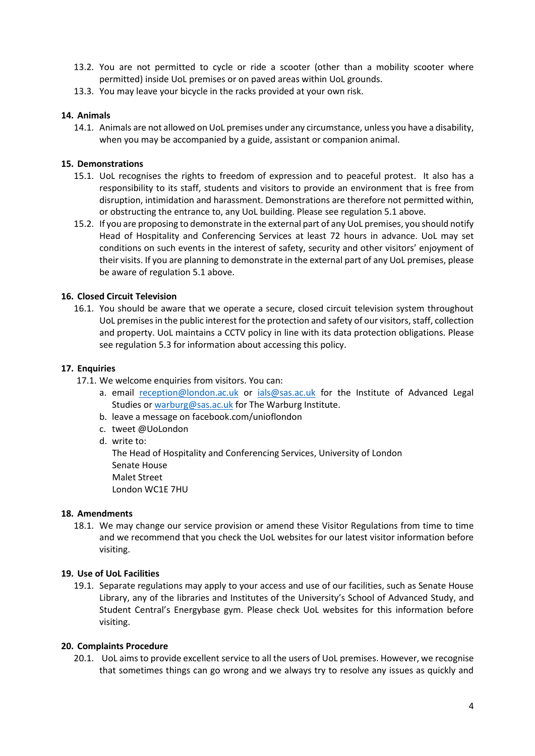13.2. You are not permitted to cycle or ride a scooter (other than a mobility scooter where permitted) inside UoL premises or on paved areas within UoL grounds.

13.3. You may leave your bicycle in the racks provided at your own risk.

## 14. Animals

14.1. Animals are not allowed on UoL premises under any circumstance, unless you have a disability, when you may be accompanied by a guide, assistant or companion animal.

## 15. Demonstrations

15.1. UoL recognises the rights to freedom of expression and to peaceful protest. It also has a responsibility to its staff, students and visitors to provide an environment that is free from disruption, intimidation and harassment. Demonstrations are therefore not permitted within, or obstructing the entrance to, any UoL building. Please see regulation 5.1 above.

15.2. If you are proposing to demonstrate in the external part of any UoL premises, you should notify Head of Hospitality and Conferencing Services at least 72 hours in advance. UoL may set conditions on such events in the interest of safety, security and other visitors' enjoyment of their visits. If you are planning to demonstrate in the external part of any UoL premises, please be aware of regulation 5.1 above.

## 16. Closed Circuit Television

16.1. You should be aware that we operate a secure, closed circuit television system throughout UoL premises in the public interest for the protection and safety of our visitors, staff, collection and property. UoL maintains a CCTV policy in line with its data protection obligations. Please see regulation 5.3 for information about accessing this policy.

## 17. Enquiries

17.1. We welcome enquiries from visitors. You can:

a. email reception@london.ac.uk or ials@sas.ac.uk for the Institute of Advanced Legal Studies or warburg@sas.ac.uk for The Warburg Institute.

b. leave a message on facebook.com/unioflondon

c. tweet @UoLondon

d. write to:
The Head of Hospitality and Conferencing Services, University of London
Senate House
Malet Street
London WC1E 7HU

## 18. Amendments

18.1. We may change our service provision or amend these Visitor Regulations from time to time and we recommend that you check the UoL websites for our latest visitor information before visiting.

## 19. Use of UoL Facilities

19.1. Separate regulations may apply to your access and use of our facilities, such as Senate House Library, any of the libraries and Institutes of the University's School of Advanced Study, and Student Central's Energybase gym. Please check UoL websites for this information before visiting.

## 20. Complaints Procedure

20.1. UoL aims to provide excellent service to all the users of UoL premises. However, we recognise that sometimes things can go wrong and we always try to resolve any issues as quickly and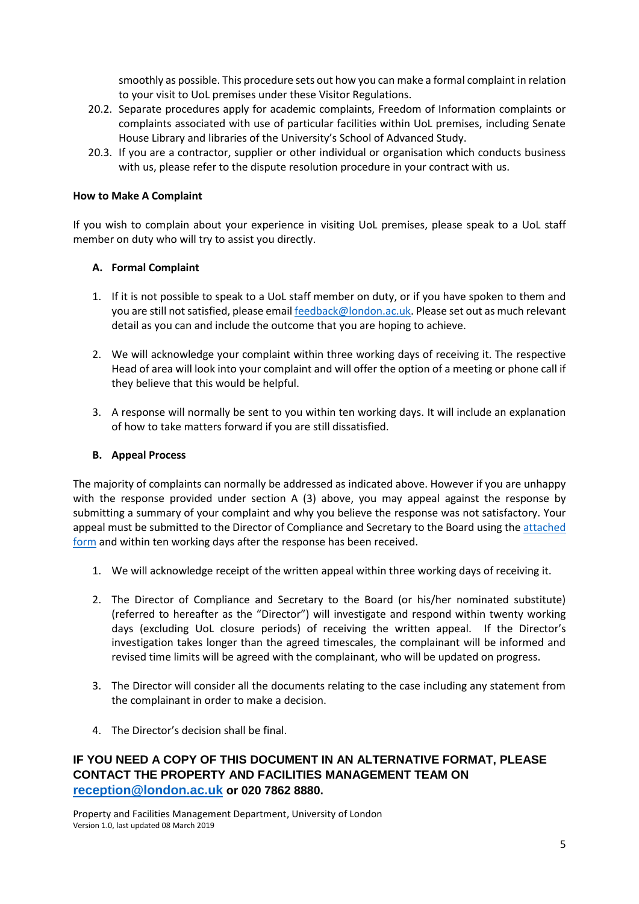smoothly as possible. This procedure sets out how you can make a formal complaint in relation to your visit to UoL premises under these Visitor Regulations.

20.2. Separate procedures apply for academic complaints, Freedom of Information complaints or complaints associated with use of particular facilities within UoL premises, including Senate House Library and libraries of the University's School of Advanced Study.

20.3. If you are a contractor, supplier or other individual or organisation which conducts business with us, please refer to the dispute resolution procedure in your contract with us.

**How to Make A Complaint**

If you wish to complain about your experience in visiting UoL premises, please speak to a UoL staff member on duty who will try to assist you directly.

**A. Formal Complaint**

1. If it is not possible to speak to a UoL staff member on duty, or if you have spoken to them and you are still not satisfied, please email [feedback@london.ac.uk](mailto:feedback@london.ac.uk). Please set out as much relevant detail as you can and include the outcome that you are hoping to achieve.

2. We will acknowledge your complaint within three working days of receiving it. The respective Head of area will look into your complaint and will offer the option of a meeting or phone call if they believe that this would be helpful.

3. A response will normally be sent to you within ten working days. It will include an explanation of how to take matters forward if you are still dissatisfied.

**B. Appeal Process**

The majority of complaints can normally be addressed as indicated above. However if you are unhappy with the response provided under section A (3) above, you may appeal against the response by submitting a summary of your complaint and why you believe the response was not satisfactory. Your appeal must be submitted to the Director of Compliance and Secretary to the Board using the attached form and within ten working days after the response has been received.

1. We will acknowledge receipt of the written appeal within three working days of receiving it.

2. The Director of Compliance and Secretary to the Board (or his/her nominated substitute) (referred to hereafter as the "Director") will investigate and respond within twenty working days (excluding UoL closure periods) of receiving the written appeal. If the Director's investigation takes longer than the agreed timescales, the complainant will be informed and revised time limits will be agreed with the complainant, who will be updated on progress.

3. The Director will consider all the documents relating to the case including any statement from the complainant in order to make a decision.

4. The Director's decision shall be final.

**IF YOU NEED A COPY OF THIS DOCUMENT IN AN ALTERNATIVE FORMAT, PLEASE CONTACT THE PROPERTY AND FACILITIES MANAGEMENT TEAM ON [reception@london.ac.uk](mailto:reception@london.ac.uk) or 020 7862 8880.**

Property and Facilities Management Department, University of London
Version 1.0, last updated 08 March 2019